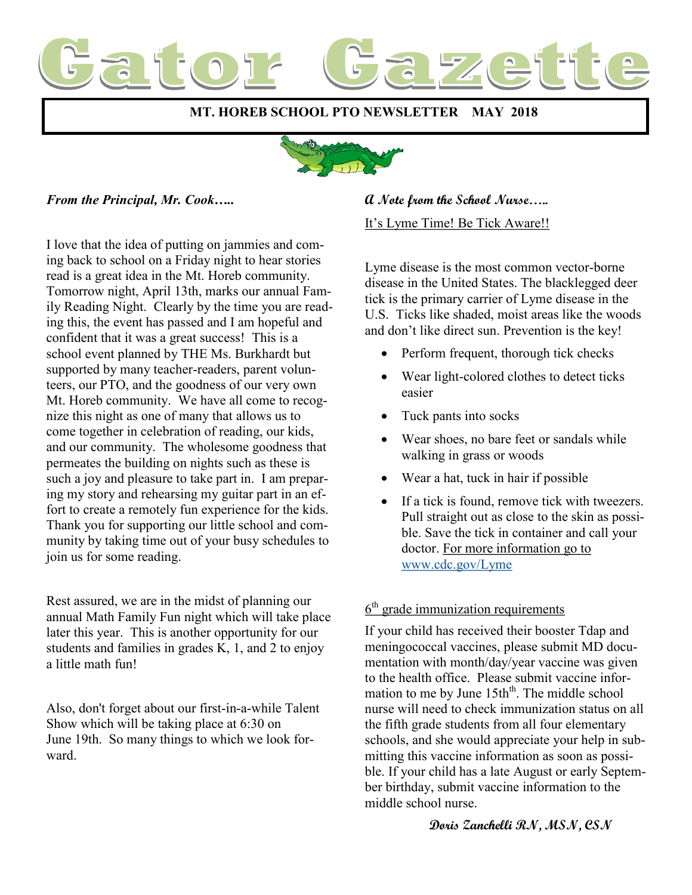# Gator Gazette

**MT. HOREB SCHOOL PTO NEWSLETTER MAY 2018**

***From the Principal, Mr. Cook…..***

I love that the idea of putting on jammies and coming back to school on a Friday night to hear stories read is a great idea in the Mt. Horeb community. Tomorrow night, April 13th, marks our annual Family Reading Night. Clearly by the time you are reading this, the event has passed and I am hopeful and confident that it was a great success! This is a school event planned by THE Ms. Burkhardt but supported by many teacher-readers, parent volunteers, our PTO, and the goodness of our very own Mt. Horeb community. We have all come to recognize this night as one of many that allows us to come together in celebration of reading, our kids, and our community. The wholesome goodness that permeates the building on nights such as these is such a joy and pleasure to take part in. I am preparing my story and rehearsing my guitar part in an effort to create a remotely fun experience for the kids. Thank you for supporting our little school and community by taking time out of your busy schedules to join us for some reading.

Rest assured, we are in the midst of planning our annual Math Family Fun night which will take place later this year. This is another opportunity for our students and families in grades K, 1, and 2 to enjoy a little math fun!

Also, don't forget about our first-in-a-while Talent Show which will be taking place at 6:30 on June 19th. So many things to which we look forward.

***A Note from the School Nurse…..***

It's Lyme Time! Be Tick Aware!!

Lyme disease is the most common vector-borne disease in the United States. The blacklegged deer tick is the primary carrier of Lyme disease in the U.S. Ticks like shaded, moist areas like the woods and don't like direct sun. Prevention is the key!

- Perform frequent, thorough tick checks
- Wear light-colored clothes to detect ticks easier
- Tuck pants into socks
- Wear shoes, no bare feet or sandals while walking in grass or woods
- Wear a hat, tuck in hair if possible
- If a tick is found, remove tick with tweezers. Pull straight out as close to the skin as possible. Save the tick in container and call your doctor. For more information go to www.cdc.gov/Lyme

6th grade immunization requirements

If your child has received their booster Tdap and meningococcal vaccines, please submit MD documentation with month/day/year vaccine was given to the health office. Please submit vaccine information to me by June 15th. The middle school nurse will need to check immunization status on all the fifth grade students from all four elementary schools, and she would appreciate your help in submitting this vaccine information as soon as possible. If your child has a late August or early September birthday, submit vaccine information to the middle school nurse.

**Doris Zanchelli RN, MSN, CSN**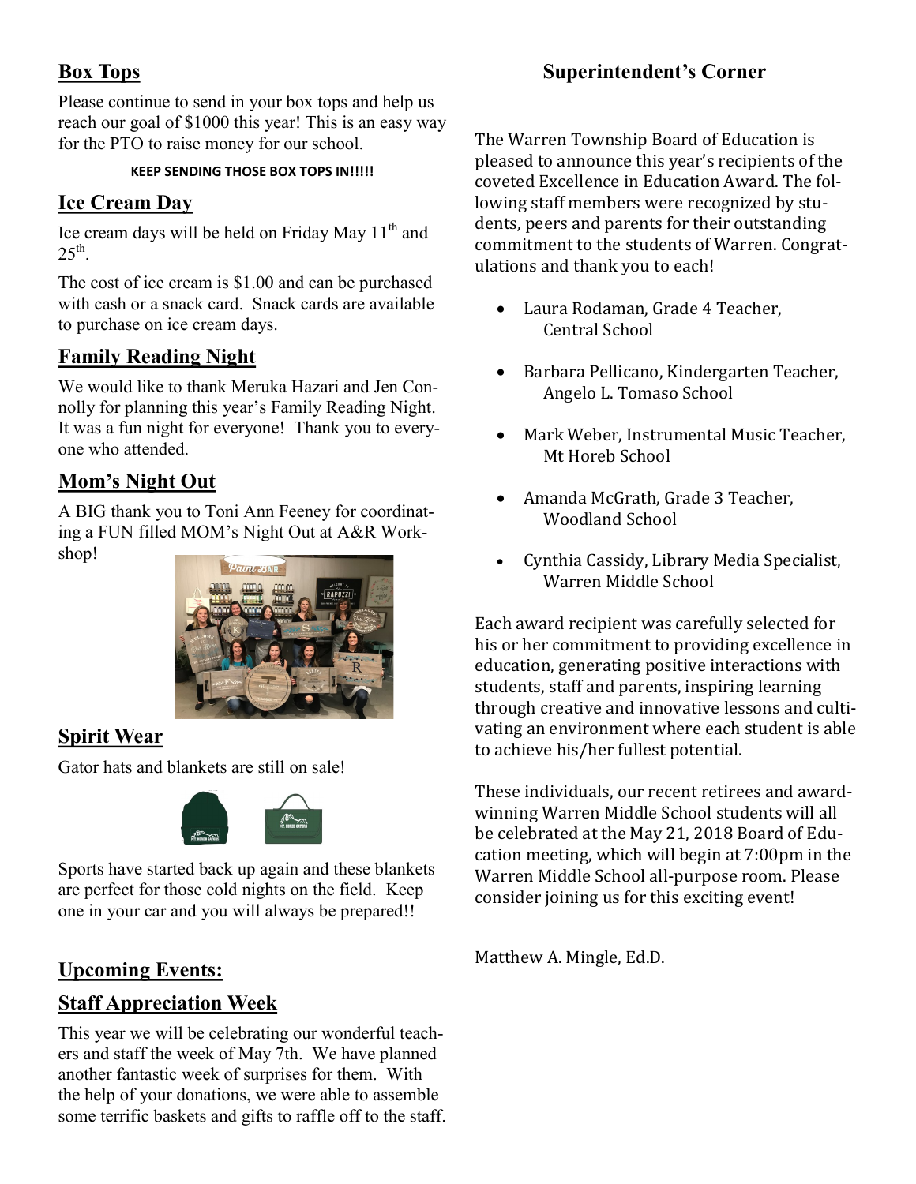## Box Tops

Please continue to send in your box tops and help us reach our goal of $1000 this year! This is an easy way for the PTO to raise money for our school.

**KEEP SENDING THOSE BOX TOPS IN!!!!!**

## Ice Cream Day

Ice cream days will be held on Friday May 11th and 25th.

The cost of ice cream is $1.00 and can be purchased with cash or a snack card. Snack cards are available to purchase on ice cream days.

## Family Reading Night

We would like to thank Meruka Hazari and Jen Connolly for planning this year's Family Reading Night. It was a fun night for everyone! Thank you to everyone who attended.

## Mom's Night Out

A BIG thank you to Toni Ann Feeney for coordinating a FUN filled MOM's Night Out at A&R Workshop!

## Spirit Wear

Gator hats and blankets are still on sale!

Sports have started back up again and these blankets are perfect for those cold nights on the field. Keep one in your car and you will always be prepared!!

## Upcoming Events:

## Staff Appreciation Week

This year we will be celebrating our wonderful teachers and staff the week of May 7th. We have planned another fantastic week of surprises for them. With the help of your donations, we were able to assemble some terrific baskets and gifts to raffle off to the staff.

## Superintendent's Corner

The Warren Township Board of Education is pleased to announce this year's recipients of the coveted Excellence in Education Award. The following staff members were recognized by students, peers and parents for their outstanding commitment to the students of Warren. Congratulations and thank you to each!

- Laura Rodaman, Grade 4 Teacher, Central School
- Barbara Pellicano, Kindergarten Teacher, Angelo L. Tomaso School
- Mark Weber, Instrumental Music Teacher, Mt Horeb School
- Amanda McGrath, Grade 3 Teacher, Woodland School
- Cynthia Cassidy, Library Media Specialist, Warren Middle School

Each award recipient was carefully selected for his or her commitment to providing excellence in education, generating positive interactions with students, staff and parents, inspiring learning through creative and innovative lessons and cultivating an environment where each student is able to achieve his/her fullest potential.

These individuals, our recent retirees and award-winning Warren Middle School students will all be celebrated at the May 21, 2018 Board of Education meeting, which will begin at 7:00pm in the Warren Middle School all-purpose room. Please consider joining us for this exciting event!

Matthew A. Mingle, Ed.D.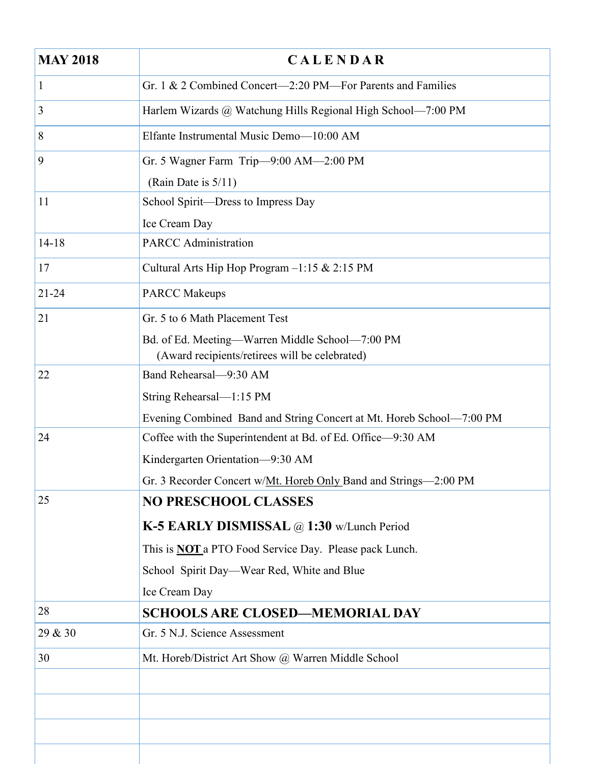| MAY 2018 | CALENDAR |
|---|---|
| 1 | Gr. 1 & 2 Combined Concert—2:20 PM—For Parents and Families |
| 3 | Harlem Wizards @ Watchung Hills Regional High School—7:00 PM |
| 8 | Elfante Instrumental Music Demo—10:00 AM |
| 9 | Gr. 5 Wagner Farm Trip—9:00 AM—2:00 PM<br>(Rain Date is 5/11) |
| 11 | School Spirit—Dress to Impress Day<br>Ice Cream Day |
| 14-18 | PARCC Administration |
| 17 | Cultural Arts Hip Hop Program –1:15 & 2:15 PM |
| 21-24 | PARCC Makeups |
| 21 | Gr. 5 to 6 Math Placement Test<br>Bd. of Ed. Meeting—Warren Middle School—7:00 PM<br>(Award recipients/retirees will be celebrated) |
| 22 | Band Rehearsal—9:30 AM<br>String Rehearsal—1:15 PM<br>Evening Combined Band and String Concert at Mt. Horeb School—7:00 PM |
| 24 | Coffee with the Superintendent at Bd. of Ed. Office—9:30 AM<br>Kindergarten Orientation—9:30 AM<br>Gr. 3 Recorder Concert w/Mt. Horeb Only Band and Strings—2:00 PM |
| 25 | **NO PRESCHOOL CLASSES**<br>**K-5 EARLY DISMISSAL** @ **1:30** w/Lunch Period<br>This is **NOT** a PTO Food Service Day. Please pack Lunch.<br>School Spirit Day—Wear Red, White and Blue<br>Ice Cream Day |
| 28 | **SCHOOLS ARE CLOSED—MEMORIAL DAY** |
| 29 & 30 | Gr. 5 N.J. Science Assessment |
| 30 | Mt. Horeb/District Art Show @ Warren Middle School |
| | |
| | |
| | |
| | |